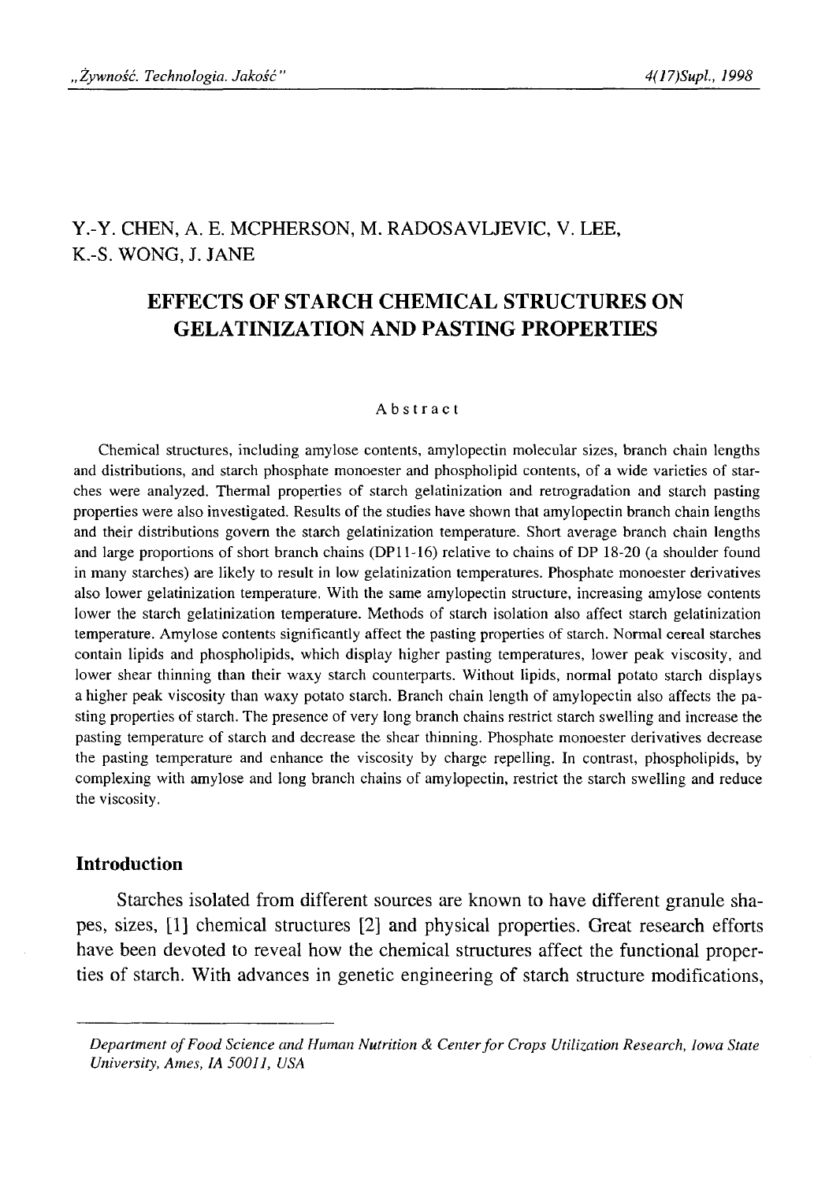Y.-Y. CHEN, A. E. MCPHERSON, M. RADOSAVLJEVIC, V. LEE, K.-S. WONG, J. JANE

# EFFECTS OF STARCH CHEMICAL STRUCTURES ON GELATINIZATION AND PASTING PROPERTIES

## Abstract

Chemical structures, including amylose contents, amylopectin molecular sizes, branch chain lengths and distributions, and starch phosphate monoester and phospholipid contents, of a wide varieties of starches were analyzed. Thermal properties of starch gelatinization and retrogradation and starch pasting properties were also investigated. Results of the studies have shown that amylopectin branch chain lengths and their distributions govern the starch gelatinization temperature. Short average branch chain lengths and large proportions of short branch chains (DP11-16) relative to chains of DP 18-20 (a shoulder found in many starches) are likely to result in low gelatinization temperatures. Phosphate monoester derivatives also lower gelatinization temperature. With the same amylopectin structure, increasing amylose contents lower the starch gelatinization temperature. Methods of starch isolation also affect starch gelatinization temperature. Amylose contents significantly affect the pasting properties of starch. Normal cereal starches contain lipids and phospholipids, which display higher pasting temperatures, lower peak viscosity, and lower shear thinning than their waxy starch counterparts. Without lipids, normal potato starch displays a higher peak viscosity than waxy potato starch. Branch chain length of amylopectin also affects the pasting properties of starch. The presence of very long branch chains restrict starch swelling and increase the pasting temperature of starch and decrease the shear thinning. Phosphate monoester derivatives decrease the pasting temperature and enhance the viscosity by charge repelling. In contrast, phospholipids, by complexing with amylose and long branch chains of amylopectin, restrict the starch swelling and reduce the viscosity.

## Introduction

Starches isolated from different sources are known to have different granule shapes, sizes, [1] chemical structures [2] and physical properties. Great research efforts have been devoted to reveal how the chemical structures affect the functional properties of starch. With advances in genetic engineering of starch structure modifications,

---

*Department of Food Science and Human Nutrition & Center for Crops Utilization Research, Iowa State University, Ames, IA 50011, USA*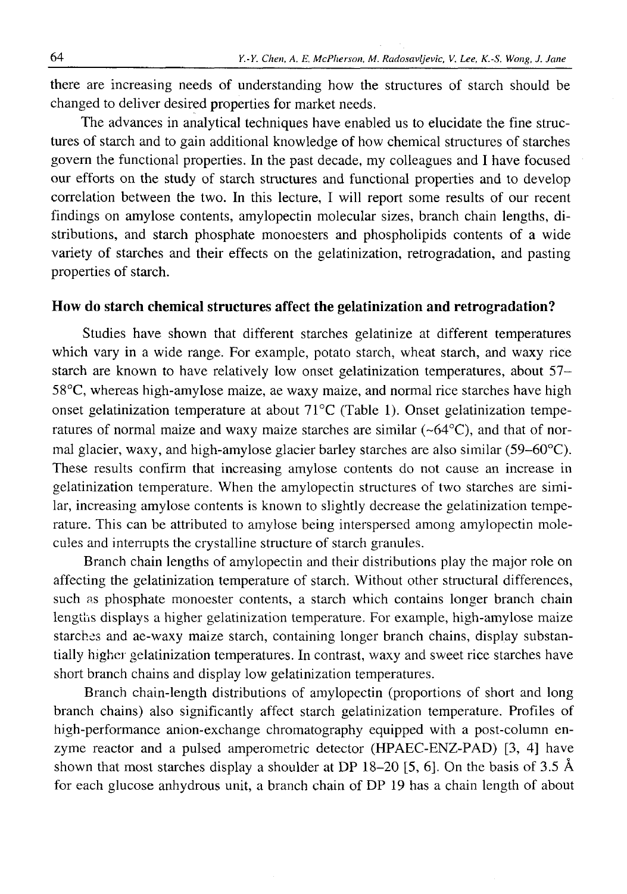there are increasing needs of understanding how the structures of starch should be changed to deliver desired properties for market needs.

The advances in analytical techniques have enabled us to elucidate the fine structures of starch and to gain additional knowledge of how chemical structures of starches govern the functional properties. In the past decade, my colleagues and I have focused our efforts on the study of starch structures and functional properties and to develop correlation between the two. In this lecture, I will report some results of our recent findings on amylose contents, amylopectin molecular sizes, branch chain lengths, distributions, and starch phosphate monoesters and phospholipids contents of a wide variety of starches and their effects on the gelatinization, retrogradation, and pasting properties of starch.

## How do starch chemical structures affect the gelatinization and retrogradation?

Studies have shown that different starches gelatinize at different temperatures which vary in a wide range. For example, potato starch, wheat starch, and waxy rice starch are known to have relatively low onset gelatinization temperatures, about 57–58°C, whereas high-amylose maize, ae waxy maize, and normal rice starches have high onset gelatinization temperature at about 71°C (Table 1). Onset gelatinization temperatures of normal maize and waxy maize starches are similar (~64°C), and that of normal glacier, waxy, and high-amylose glacier barley starches are also similar (59–60°C). These results confirm that increasing amylose contents do not cause an increase in gelatinization temperature. When the amylopectin structures of two starches are similar, increasing amylose contents is known to slightly decrease the gelatinization temperature. This can be attributed to amylose being interspersed among amylopectin molecules and interrupts the crystalline structure of starch granules.

Branch chain lengths of amylopectin and their distributions play the major role on affecting the gelatinization temperature of starch. Without other structural differences, such as phosphate monoester contents, a starch which contains longer branch chain lengths displays a higher gelatinization temperature. For example, high-amylose maize starches and ae-waxy maize starch, containing longer branch chains, display substantially higher gelatinization temperatures. In contrast, waxy and sweet rice starches have short branch chains and display low gelatinization temperatures.

Branch chain-length distributions of amylopectin (proportions of short and long branch chains) also significantly affect starch gelatinization temperature. Profiles of high-performance anion-exchange chromatography equipped with a post-column enzyme reactor and a pulsed amperometric detector (HPAEC-ENZ-PAD) [3, 4] have shown that most starches display a shoulder at DP 18–20 [5, 6]. On the basis of 3.5 Å for each glucose anhydrous unit, a branch chain of DP 19 has a chain length of about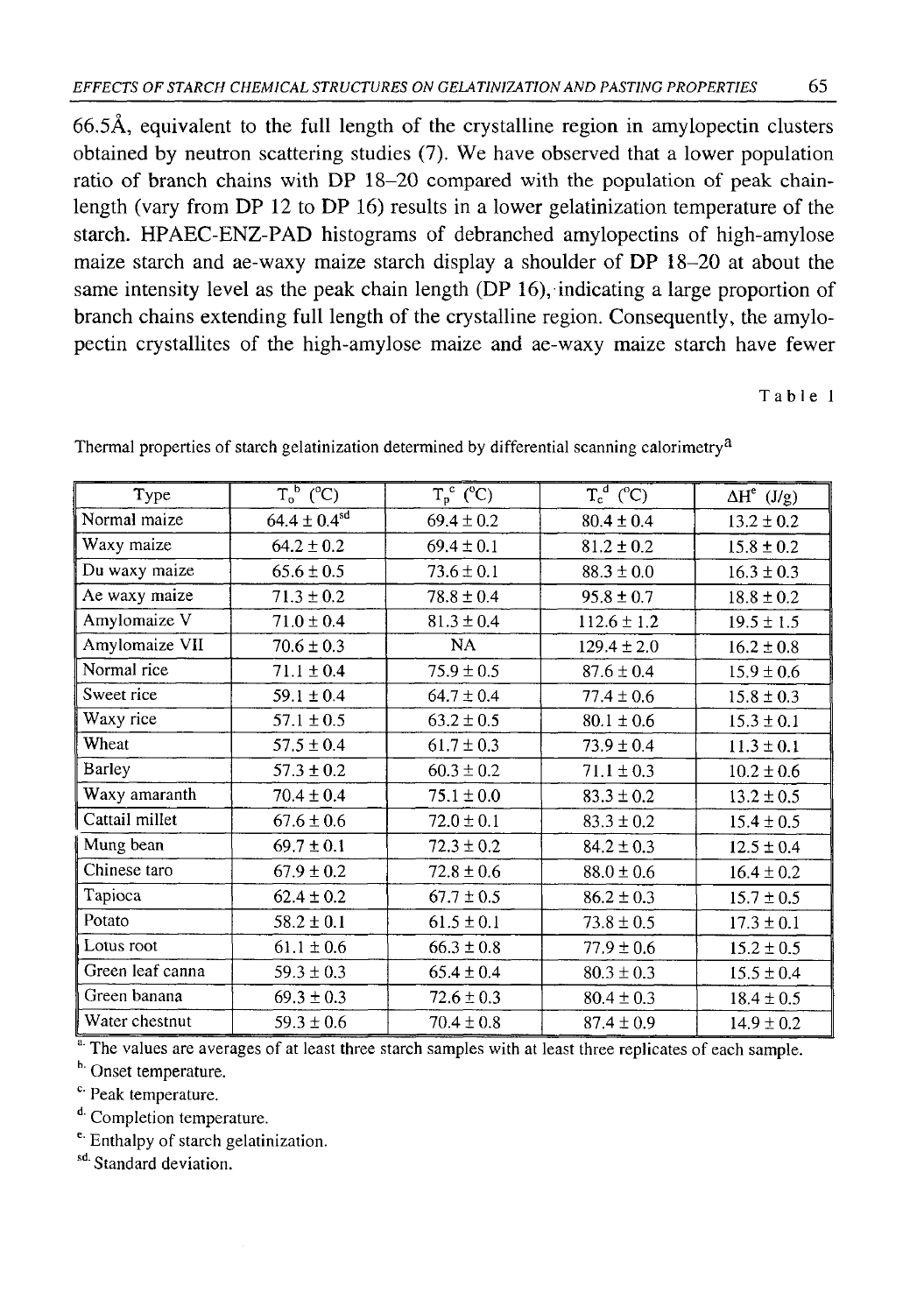66.5Å, equivalent to the full length of the crystalline region in amylopectin clusters obtained by neutron scattering studies (7). We have observed that a lower population ratio of branch chains with DP 18–20 compared with the population of peak chain-length (vary from DP 12 to DP 16) results in a lower gelatinization temperature of the starch. HPAEC-ENZ-PAD histograms of debranched amylopectins of high-amylose maize starch and ae-waxy maize starch display a shoulder of DP 18–20 at about the same intensity level as the peak chain length (DP 16), indicating a large proportion of branch chains extending full length of the crystalline region. Consequently, the amylopectin crystallites of the high-amylose maize and ae-waxy maize starch have fewer

Table 1

Thermal properties of starch gelatinization determined by differential scanning calorimetry[a]

| Type | $T_o$[b] (°C) | $T_p$[c] (°C) | $T_c$[d] (°C) | $\Delta H$[e] (J/g) |
|---|---|---|---|---|
| Normal maize | 64.4 ± 0.4[sd] | 69.4 ± 0.2 | 80.4 ± 0.4 | 13.2 ± 0.2 |
| Waxy maize | 64.2 ± 0.2 | 69.4 ± 0.1 | 81.2 ± 0.2 | 15.8 ± 0.2 |
| Du waxy maize | 65.6 ± 0.5 | 73.6 ± 0.1 | 88.3 ± 0.0 | 16.3 ± 0.3 |
| Ae waxy maize | 71.3 ± 0.2 | 78.8 ± 0.4 | 95.8 ± 0.7 | 18.8 ± 0.2 |
| Amylomaize V | 71.0 ± 0.4 | 81.3 ± 0.4 | 112.6 ± 1.2 | 19.5 ± 1.5 |
| Amylomaize VII | 70.6 ± 0.3 | NA | 129.4 ± 2.0 | 16.2 ± 0.8 |
| Normal rice | 71.1 ± 0.4 | 75.9 ± 0.5 | 87.6 ± 0.4 | 15.9 ± 0.6 |
| Sweet rice | 59.1 ± 0.4 | 64.7 ± 0.4 | 77.4 ± 0.6 | 15.8 ± 0.3 |
| Waxy rice | 57.1 ± 0.5 | 63.2 ± 0.5 | 80.1 ± 0.6 | 15.3 ± 0.1 |
| Wheat | 57.5 ± 0.4 | 61.7 ± 0.3 | 73.9 ± 0.4 | 11.3 ± 0.1 |
| Barley | 57.3 ± 0.2 | 60.3 ± 0.2 | 71.1 ± 0.3 | 10.2 ± 0.6 |
| Waxy amaranth | 70.4 ± 0.4 | 75.1 ± 0.0 | 83.3 ± 0.2 | 13.2 ± 0.5 |
| Cattail millet | 67.6 ± 0.6 | 72.0 ± 0.1 | 83.3 ± 0.2 | 15.4 ± 0.5 |
| Mung bean | 69.7 ± 0.1 | 72.3 ± 0.2 | 84.2 ± 0.3 | 12.5 ± 0.4 |
| Chinese taro | 67.9 ± 0.2 | 72.8 ± 0.6 | 88.0 ± 0.6 | 16.4 ± 0.2 |
| Tapioca | 62.4 ± 0.2 | 67.7 ± 0.5 | 86.2 ± 0.3 | 15.7 ± 0.5 |
| Potato | 58.2 ± 0.1 | 61.5 ± 0.1 | 73.8 ± 0.5 | 17.3 ± 0.1 |
| Lotus root | 61.1 ± 0.6 | 66.3 ± 0.8 | 77.9 ± 0.6 | 15.2 ± 0.5 |
| Green leaf canna | 59.3 ± 0.3 | 65.4 ± 0.4 | 80.3 ± 0.3 | 15.5 ± 0.4 |
| Green banana | 69.3 ± 0.3 | 72.6 ± 0.3 | 80.4 ± 0.3 | 18.4 ± 0.5 |
| Water chestnut | 59.3 ± 0.6 | 70.4 ± 0.8 | 87.4 ± 0.9 | 14.9 ± 0.2 |

[a] The values are averages of at least three starch samples with at least three replicates of each sample.
[b] Onset temperature.
[c] Peak temperature.
[d] Completion temperature.
[e] Enthalpy of starch gelatinization.
[sd] Standard deviation.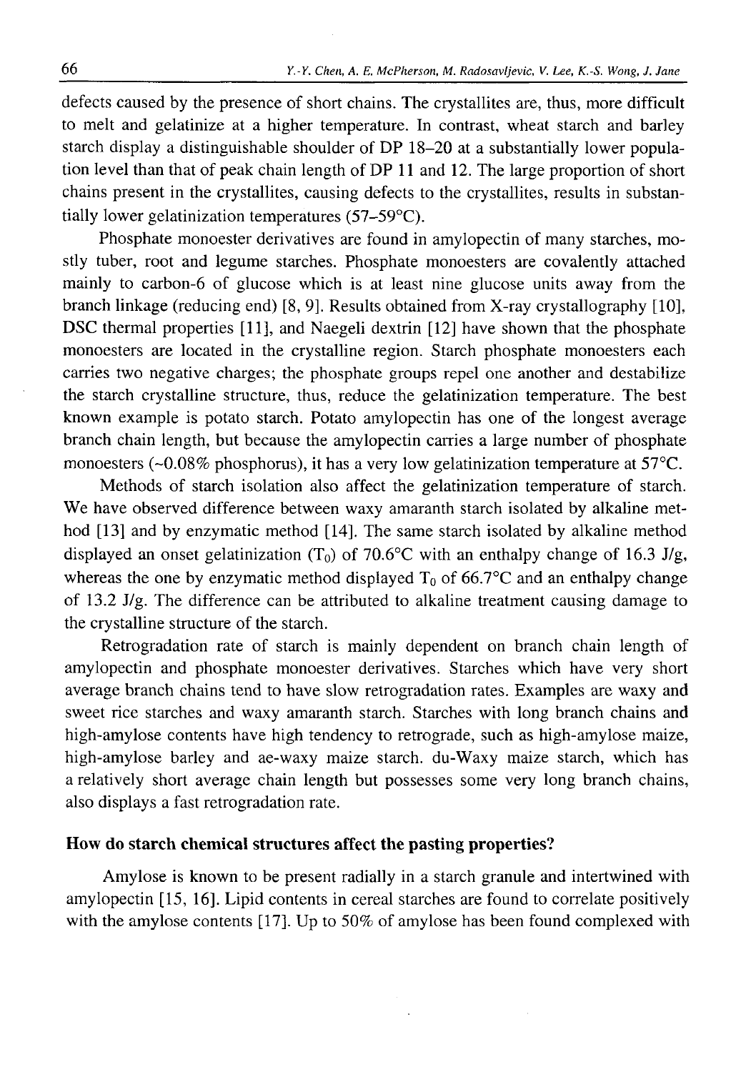defects caused by the presence of short chains. The crystallites are, thus, more difficult to melt and gelatinize at a higher temperature. In contrast, wheat starch and barley starch display a distinguishable shoulder of DP 18–20 at a substantially lower population level than that of peak chain length of DP 11 and 12. The large proportion of short chains present in the crystallites, causing defects to the crystallites, results in substantially lower gelatinization temperatures (57–59°C).

Phosphate monoester derivatives are found in amylopectin of many starches, mostly tuber, root and legume starches. Phosphate monoesters are covalently attached mainly to carbon-6 of glucose which is at least nine glucose units away from the branch linkage (reducing end) [8, 9]. Results obtained from X-ray crystallography [10], DSC thermal properties [11], and Naegeli dextrin [12] have shown that the phosphate monoesters are located in the crystalline region. Starch phosphate monoesters each carries two negative charges; the phosphate groups repel one another and destabilize the starch crystalline structure, thus, reduce the gelatinization temperature. The best known example is potato starch. Potato amylopectin has one of the longest average branch chain length, but because the amylopectin carries a large number of phosphate monoesters (~0.08% phosphorus), it has a very low gelatinization temperature at 57°C.

Methods of starch isolation also affect the gelatinization temperature of starch. We have observed difference between waxy amaranth starch isolated by alkaline method [13] and by enzymatic method [14]. The same starch isolated by alkaline method displayed an onset gelatinization ($T_0$) of 70.6°C with an enthalpy change of 16.3 J/g, whereas the one by enzymatic method displayed $T_0$ of 66.7°C and an enthalpy change of 13.2 J/g. The difference can be attributed to alkaline treatment causing damage to the crystalline structure of the starch.

Retrogradation rate of starch is mainly dependent on branch chain length of amylopectin and phosphate monoester derivatives. Starches which have very short average branch chains tend to have slow retrogradation rates. Examples are waxy and sweet rice starches and waxy amaranth starch. Starches with long branch chains and high-amylose contents have high tendency to retrograde, such as high-amylose maize, high-amylose barley and ae-waxy maize starch. du-Waxy maize starch, which has a relatively short average chain length but possesses some very long branch chains, also displays a fast retrogradation rate.

### How do starch chemical structures affect the pasting properties?

Amylose is known to be present radially in a starch granule and intertwined with amylopectin [15, 16]. Lipid contents in cereal starches are found to correlate positively with the amylose contents [17]. Up to 50% of amylose has been found complexed with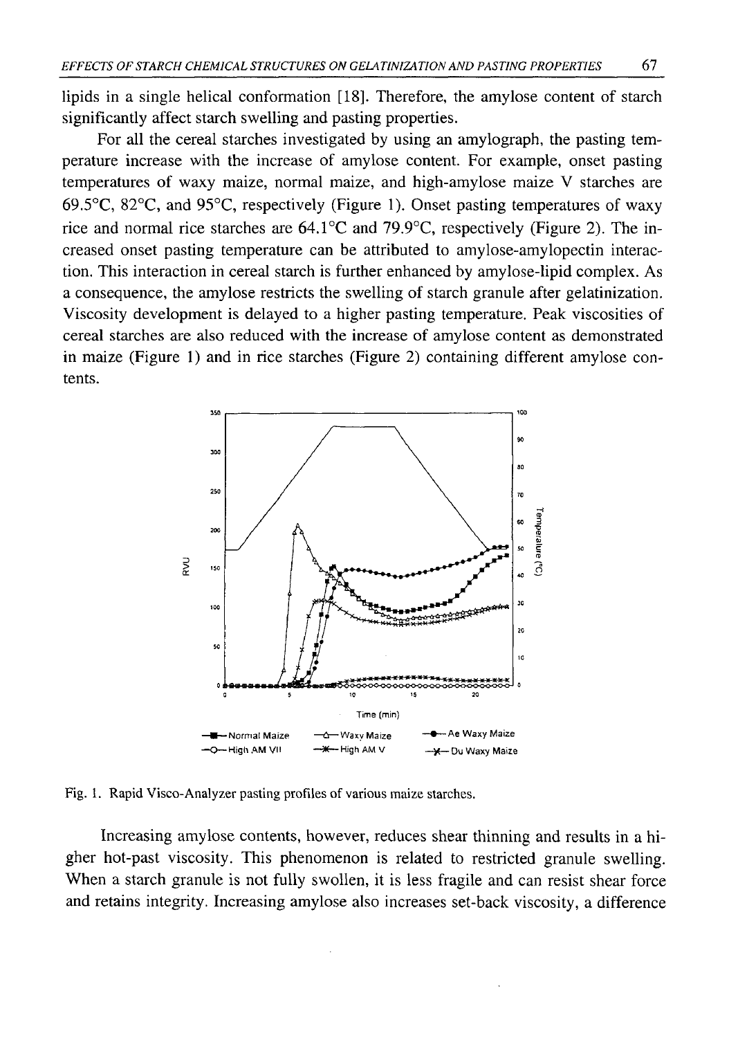lipids in a single helical conformation [18]. Therefore, the amylose content of starch significantly affect starch swelling and pasting properties.

For all the cereal starches investigated by using an amylograph, the pasting temperature increase with the increase of amylose content. For example, onset pasting temperatures of waxy maize, normal maize, and high-amylose maize V starches are 69.5°C, 82°C, and 95°C, respectively (Figure 1). Onset pasting temperatures of waxy rice and normal rice starches are 64.1°C and 79.9°C, respectively (Figure 2). The increased onset pasting temperature can be attributed to amylose-amylopectin interaction. This interaction in cereal starch is further enhanced by amylose-lipid complex. As a consequence, the amylose restricts the swelling of starch granule after gelatinization. Viscosity development is delayed to a higher pasting temperature. Peak viscosities of cereal starches are also reduced with the increase of amylose content as demonstrated in maize (Figure 1) and in rice starches (Figure 2) containing different amylose contents.

Fig. 1. Rapid Visco-Analyzer pasting profiles of various maize starches.

Increasing amylose contents, however, reduces shear thinning and results in a higher hot-past viscosity. This phenomenon is related to restricted granule swelling. When a starch granule is not fully swollen, it is less fragile and can resist shear force and retains integrity. Increasing amylose also increases set-back viscosity, a difference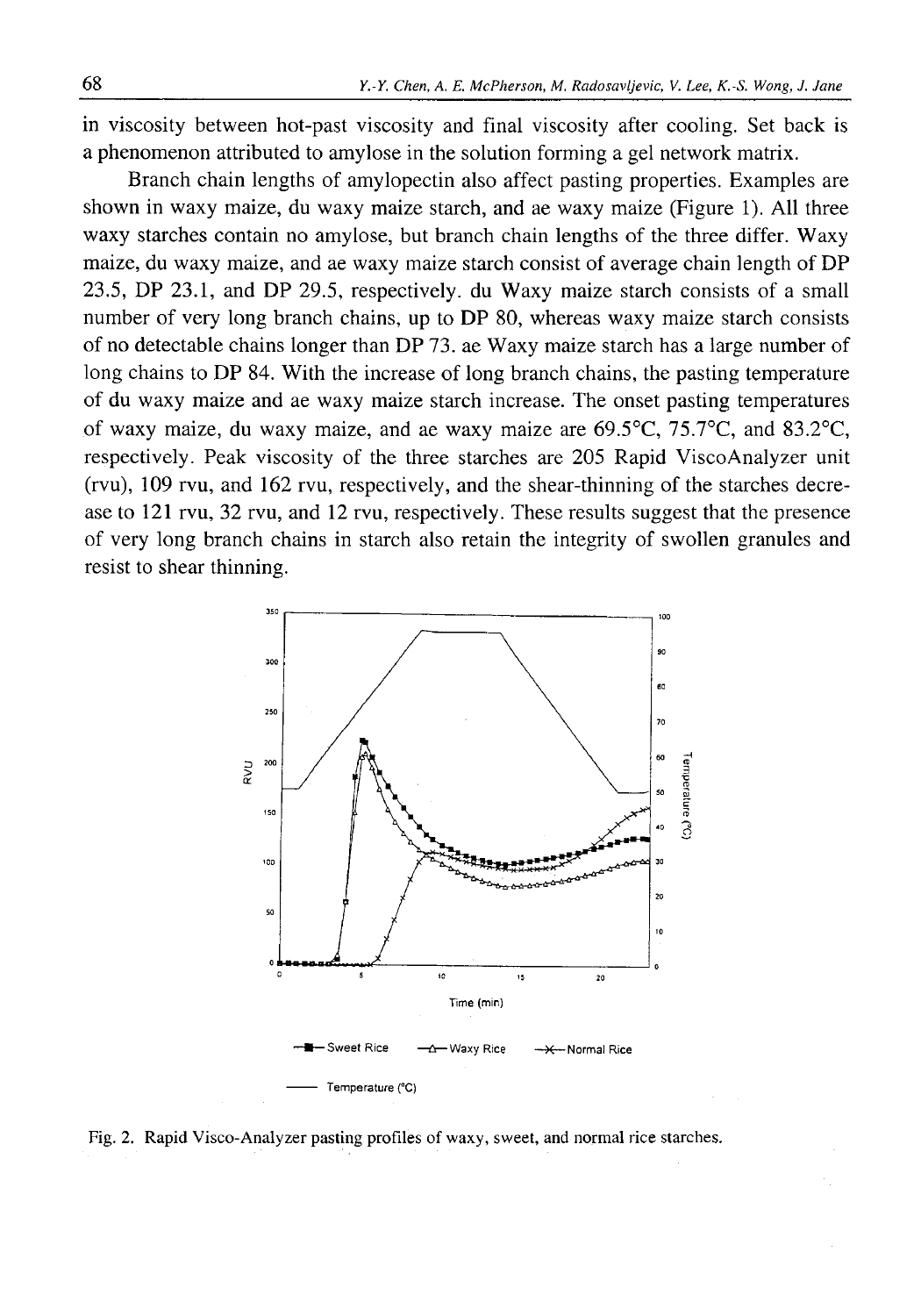in viscosity between hot-past viscosity and final viscosity after cooling. Set back is a phenomenon attributed to amylose in the solution forming a gel network matrix.

Branch chain lengths of amylopectin also affect pasting properties. Examples are shown in waxy maize, du waxy maize starch, and ae waxy maize (Figure 1). All three waxy starches contain no amylose, but branch chain lengths of the three differ. Waxy maize, du waxy maize, and ae waxy maize starch consist of average chain length of DP 23.5, DP 23.1, and DP 29.5, respectively. du Waxy maize starch consists of a small number of very long branch chains, up to DP 80, whereas waxy maize starch consists of no detectable chains longer than DP 73. ae Waxy maize starch has a large number of long chains to DP 84. With the increase of long branch chains, the pasting temperature of du waxy maize and ae waxy maize starch increase. The onset pasting temperatures of waxy maize, du waxy maize, and ae waxy maize are 69.5°C, 75.7°C, and 83.2°C, respectively. Peak viscosity of the three starches are 205 Rapid ViscoAnalyzer unit (rvu), 109 rvu, and 162 rvu, respectively, and the shear-thinning of the starches decrease to 121 rvu, 32 rvu, and 12 rvu, respectively. These results suggest that the presence of very long branch chains in starch also retain the integrity of swollen granules and resist to shear thinning.

Fig. 2. Rapid Visco-Analyzer pasting profiles of waxy, sweet, and normal rice starches.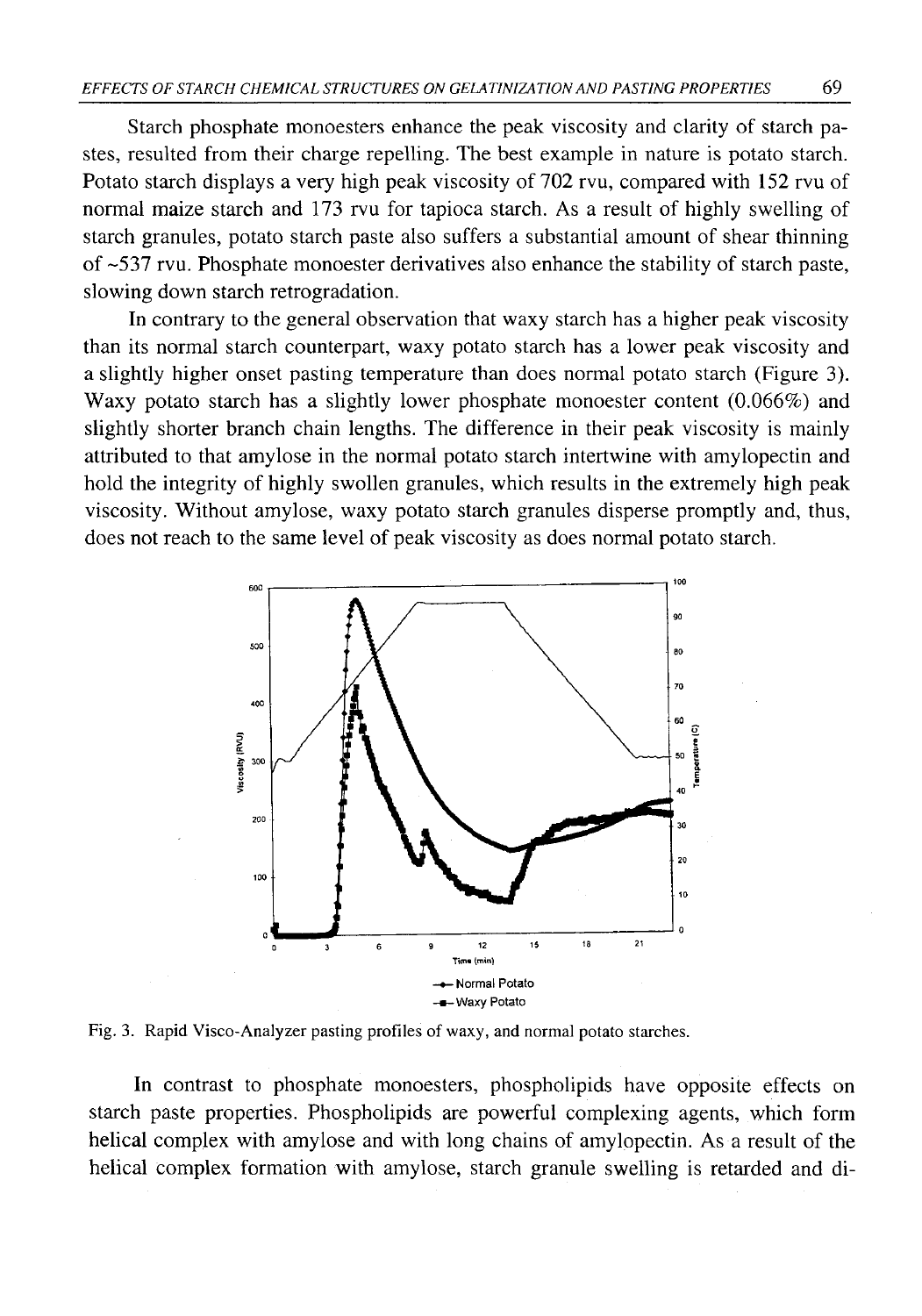Starch phosphate monoesters enhance the peak viscosity and clarity of starch pastes, resulted from their charge repelling. The best example in nature is potato starch. Potato starch displays a very high peak viscosity of 702 rvu, compared with 152 rvu of normal maize starch and 173 rvu for tapioca starch. As a result of highly swelling of starch granules, potato starch paste also suffers a substantial amount of shear thinning of ~537 rvu. Phosphate monoester derivatives also enhance the stability of starch paste, slowing down starch retrogradation.

In contrary to the general observation that waxy starch has a higher peak viscosity than its normal starch counterpart, waxy potato starch has a lower peak viscosity and a slightly higher onset pasting temperature than does normal potato starch (Figure 3). Waxy potato starch has a slightly lower phosphate monoester content (0.066%) and slightly shorter branch chain lengths. The difference in their peak viscosity is mainly attributed to that amylose in the normal potato starch intertwine with amylopectin and hold the integrity of highly swollen granules, which results in the extremely high peak viscosity. Without amylose, waxy potato starch granules disperse promptly and, thus, does not reach to the same level of peak viscosity as does normal potato starch.

Fig. 3. Rapid Visco-Analyzer pasting profiles of waxy, and normal potato starches.

In contrast to phosphate monoesters, phospholipids have opposite effects on starch paste properties. Phospholipids are powerful complexing agents, which form helical complex with amylose and with long chains of amylopectin. As a result of the helical complex formation with amylose, starch granule swelling is retarded and di-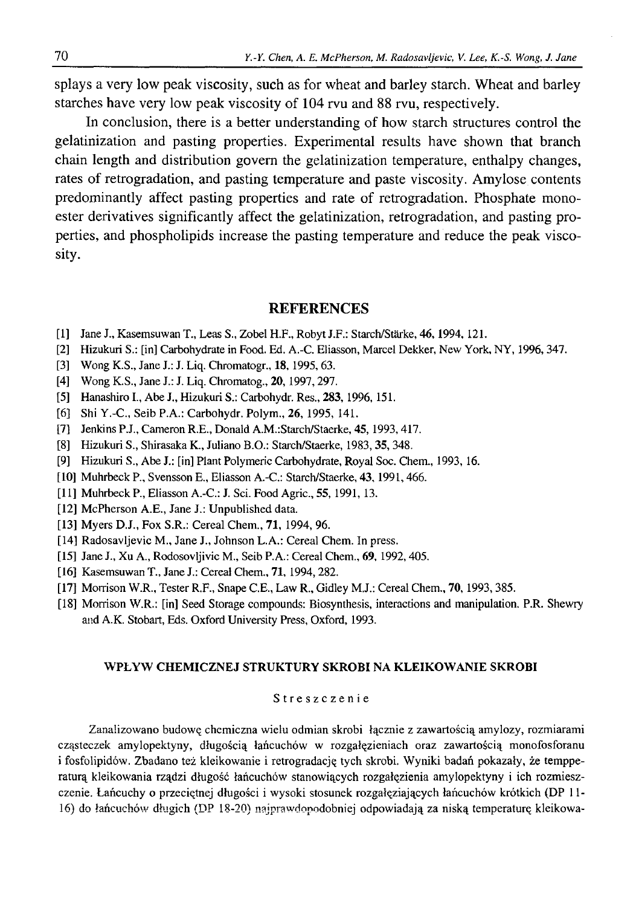splays a very low peak viscosity, such as for wheat and barley starch. Wheat and barley starches have very low peak viscosity of 104 rvu and 88 rvu, respectively.

In conclusion, there is a better understanding of how starch structures control the gelatinization and pasting properties. Experimental results have shown that branch chain length and distribution govern the gelatinization temperature, enthalpy changes, rates of retrogradation, and pasting temperature and paste viscosity. Amylose contents predominantly affect pasting properties and rate of retrogradation. Phosphate monoester derivatives significantly affect the gelatinization, retrogradation, and pasting properties, and phospholipids increase the pasting temperature and reduce the peak viscosity.

## REFERENCES

[1] Jane J., Kasemsuwan T., Leas S., Zobel H.F., Robyt J.F.: Starch/Stärke, **46**, 1994, 121.

[2] Hizukuri S.: [in] Carbohydrate in Food. Ed. A.-C. Eliasson, Marcel Dekker, New York, NY, 1996, 347.

[3] Wong K.S., Jane J.: J. Liq. Chromatogr., **18**, 1995, 63.

[4] Wong K.S., Jane J.: J. Liq. Chromatog., **20**, 1997, 297.

[5] Hanashiro I., Abe J., Hizukuri S.: Carbohydr. Res., **283**, 1996, 151.

[6] Shi Y.-C., Seib P.A.: Carbohydr. Polym., **26**, 1995, 141.

[7] Jenkins P.J., Cameron R.E., Donald A.M.:Starch/Staerke, **45**, 1993, 417.

[8] Hizukuri S., Shirasaka K., Juliano B.O.: Starch/Staerke, 1983, **35**, 348.

[9] Hizukuri S., Abe J.: [in] Plant Polymeric Carbohydrate, Royal Soc. Chem., 1993, 16.

[10] Muhrbeck P., Svensson E., Eliasson A.-C.: Starch/Staerke, **43**, 1991, 466.

[11] Muhrbeck P., Eliasson A.-C.: J. Sci. Food Agric., **55**, 1991, 13.

[12] McPherson A.E., Jane J.: Unpublished data.

[13] Myers D.J., Fox S.R.: Cereal Chem., **71**, 1994, 96.

[14] Radosavljevic M., Jane J., Johnson L.A.: Cereal Chem. In press.

[15] Jane J., Xu A., Rodosovljivic M., Seib P.A.: Cereal Chem., **69**, 1992, 405.

[16] Kasemsuwan T., Jane J.: Cereal Chem., **71**, 1994, 282.

[17] Morrison W.R., Tester R.F., Snape C.E., Law R., Gidley M.J.: Cereal Chem., **70**, 1993, 385.

[18] Morrison W.R.: [in] Seed Storage compounds: Biosynthesis, interactions and manipulation. P.R. Shewry and A.K. Stobart, Eds. Oxford University Press, Oxford, 1993.

### WPŁYW CHEMICZNEJ STRUKTURY SKROBI NA KLEIKOWANIE SKROBI

Streszczenie

Zanalizowano budowę chemiczna wielu odmian skrobi łącznie z zawartością amylozy, rozmiarami cząsteczek amylopektyny, długością łańcuchów w rozgałęzieniach oraz zawartością monofosforanu i fosfolipidów. Zbadano też kleikowanie i retrogradację tych skrobi. Wyniki badań pokazały, że tempperaturą kleikowania rządzi długość łańcuchów stanowiących rozgałęzienia amylopektyny i ich rozmieszczenie. Łańcuchy o przeciętnej długości i wysoki stosunek rozgałęziających łańcuchów krótkich (DP 11-16) do łańcuchów długich (DP 18-20) najprawdopodobniej odpowiadają za niską temperaturę kleikowa-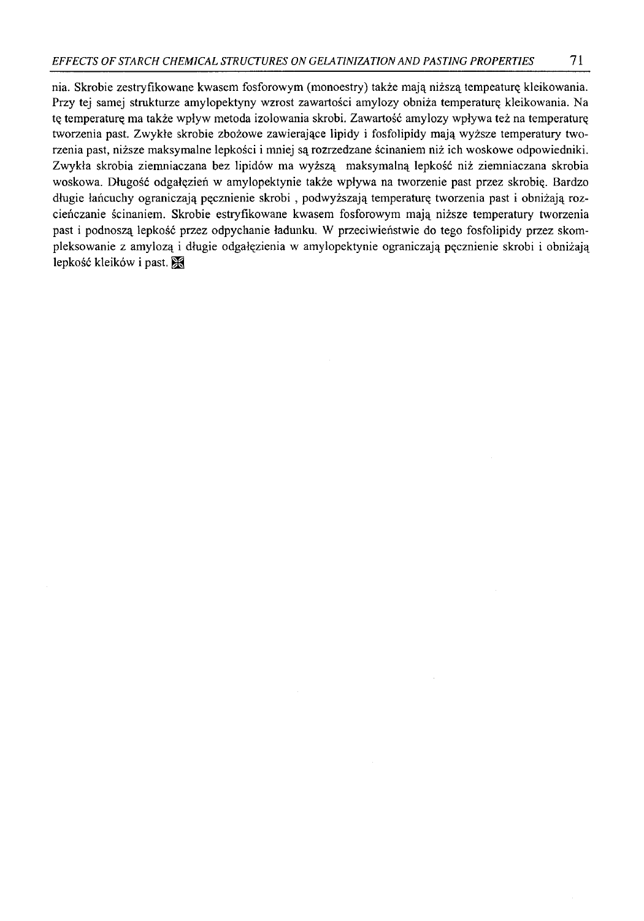nia. Skrobie zestryfikowane kwasem fosforowym (monoestry) także mają niższą tempeaturę kleikowania. Przy tej samej strukturze amylopektyny wzrost zawartości amylozy obniża temperaturę kleikowania. Na tę temperaturę ma także wpływ metoda izolowania skrobi. Zawartość amylozy wpływa też na temperaturę tworzenia past. Zwykłe skrobie zbożowe zawierające lipidy i fosfolipidy mają wyższe temperatury tworzenia past, niższe maksymalne lepkości i mniej są rozrzedzane ścinaniem niż ich woskowe odpowiedniki. Zwykła skrobia ziemniaczana bez lipidów ma wyższą maksymalną lepkość niż ziemniaczana skrobia woskowa. Długość odgałęzień w amylopektynie także wpływa na tworzenie past przez skrobię. Bardzo długie łańcuchy ograniczają pęcznienie skrobi , podwyższają temperaturę tworzenia past i obniżają rozcieńczanie ścinaniem. Skrobie estryfikowane kwasem fosforowym mają niższe temperatury tworzenia past i podnoszą lepkość przez odpychanie ładunku. W przeciwieństwie do tego fosfolipidy przez skompleksowanie z amylozą i długie odgałęzienia w amylopektynie ograniczają pęcznienie skrobi i obniżają lepkość kleików i past.